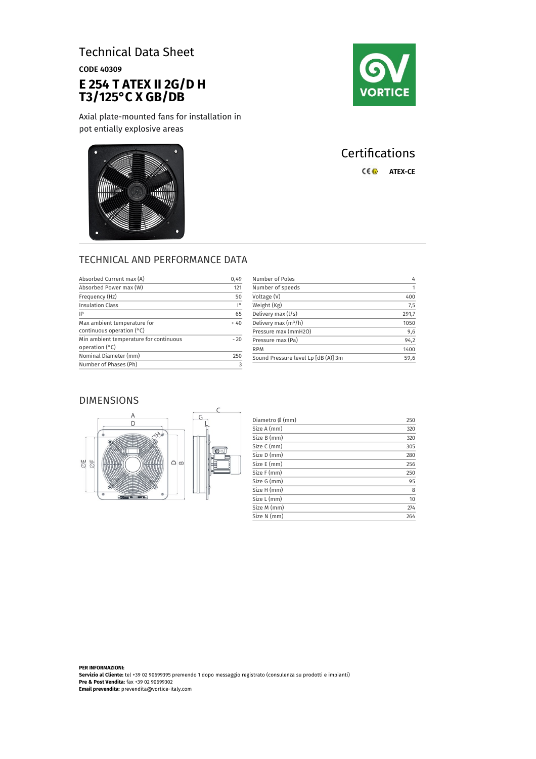# Technical Data Sheet

**CODE 40309**

## E 254 T ATEX II 2G/D H T3/125°C X GB/DB

Axial plate-mounted fans for installation in pot entially explosive areas

## Certifications

ATEX-CE

## TECHNICAL AND PERFORMANCE DATA

| | |
|---|---|
| Absorbed Current max (A) | 0,49 |
| Absorbed Power max (W) | 121 |
| Frequency (Hz) | 50 |
| Insulation Class | I° |
| IP | 65 |
| Max ambient temperature for continuous operation (°C) | + 40 |
| Min ambient temperature for continuous operation (°C) | - 20 |
| Nominal Diameter (mm) | 250 |
| Number of Phases (Ph) | 3 |

| | |
|---|---|
| Number of Poles | 4 |
| Number of speeds | 1 |
| Voltage (V) | 400 |
| Weight (Kg) | 7,5 |
| Delivery max (l/s) | 291,7 |
| Delivery max (m³/h) | 1050 |
| Pressure max (mmH2O) | 9,6 |
| Pressure max (Pa) | 94,2 |
| RPM | 1400 |
| Sound Pressure level Lp [dB (A)] 3m | 59,6 |

## DIMENSIONS

| | |
|---|---|
| Diametro Ø (mm) | 250 |
| Size A (mm) | 320 |
| Size B (mm) | 320 |
| Size C (mm) | 305 |
| Size D (mm) | 280 |
| Size E (mm) | 256 |
| Size F (mm) | 250 |
| Size G (mm) | 95 |
| Size H (mm) | 8 |
| Size L (mm) | 10 |
| Size M (mm) | 274 |
| Size N (mm) | 264 |

**PER INFORMAZIONI:**
**Servizio al Cliente:** tel +39 02 90699395 premendo 1 dopo messaggio registrato (consulenza su prodotti e impianti)
**Pre & Post Vendita:** fax +39 02 90699302
**Email prevendita:** prevendita@vortice-italy.com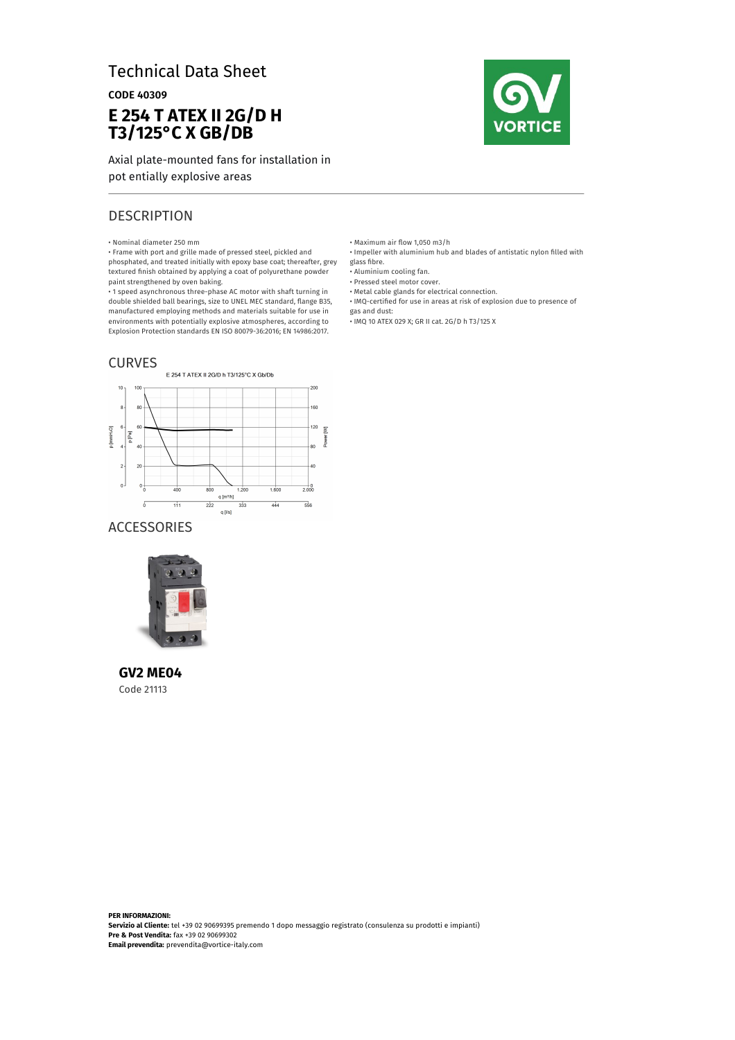# Technical Data Sheet

**CODE 40309**

## E 254 T ATEX II 2G/D H T3/125°C X GB/DB

Axial plate-mounted fans for installation in pot entially explosive areas

## DESCRIPTION

• Nominal diameter 250 mm
• Frame with port and grille made of pressed steel, pickled and phosphated, and treated initially with epoxy base coat; thereafter, grey textured finish obtained by applying a coat of polyurethane powder paint strengthened by oven baking.
• 1 speed asynchronous three-phase AC motor with shaft turning in double shielded ball bearings, size to UNEL MEC standard, flange B35, manufactured employing methods and materials suitable for use in environments with potentially explosive atmospheres, according to Explosion Protection standards EN ISO 80079-36:2016; EN 14986:2017.
• Maximum air flow 1,050 m3/h
• Impeller with aluminium hub and blades of antistatic nylon filled with glass fibre.
• Aluminium cooling fan.
• Pressed steel motor cover.
• Metal cable glands for electrical connection.
• IMQ-certified for use in areas at risk of explosion due to presence of gas and dust:
• IMQ 10 ATEX 029 X; GR II cat. 2G/D h T3/125 X

## CURVES

E 254 T ATEX II 2G/D h T3/125°C X Gb/Db

p [mmH2O] 0 2 4 6 8 10
p [Pa] 0 20 40 60 80 100
Power [W] 0 40 80 120 160 200
q [m³/h] 0 400 800 1.200 1.600 2.000
q [l/s] 0 111 222 333 444 556

## ACCESSORIES

**GV2 ME04**
Code 21113

**PER INFORMAZIONI:**
**Servizio al Cliente:** tel +39 02 90699395 premendo 1 dopo messaggio registrato (consulenza su prodotti e impianti)
**Pre & Post Vendita:** fax +39 02 90699302
**Email prevendita:** prevendita@vortice-italy.com